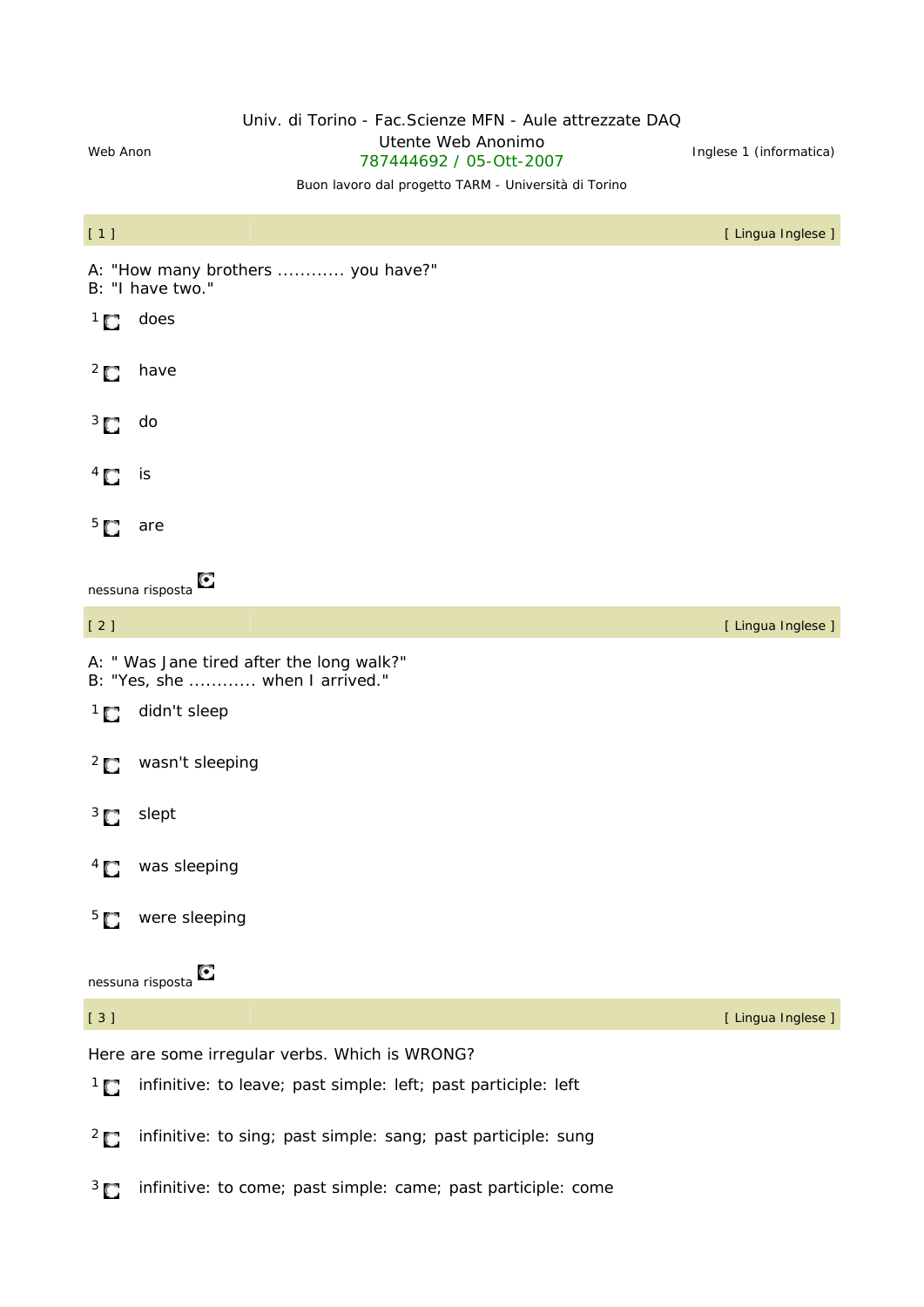Web Anon

Univ. di Torino - Fac.Scienze MFN - Aule attrezzate DAQ
Utente Web Anonimo
787444692 / 05-Ott-2007

Inglese 1 (informatica)

Buon lavoro dal progetto TARM - Università di Torino

[ 1 ] [ Lingua Inglese ]

A: "How many brothers ............ you have?"
B: "I have two."

1 does

2 have

3 do

4 is

5 are

nessuna risposta

[ 2 ] [ Lingua Inglese ]

A: " Was Jane tired after the long walk?"
B: "Yes, she ............ when I arrived."

1 didn't sleep

2 wasn't sleeping

3 slept

4 was sleeping

5 were sleeping

nessuna risposta

[ 3 ] [ Lingua Inglese ]

Here are some irregular verbs. Which is WRONG?

1 infinitive: to leave; past simple: left; past participle: left

2 infinitive: to sing; past simple: sang; past participle: sung

3 infinitive: to come; past simple: came; past participle: come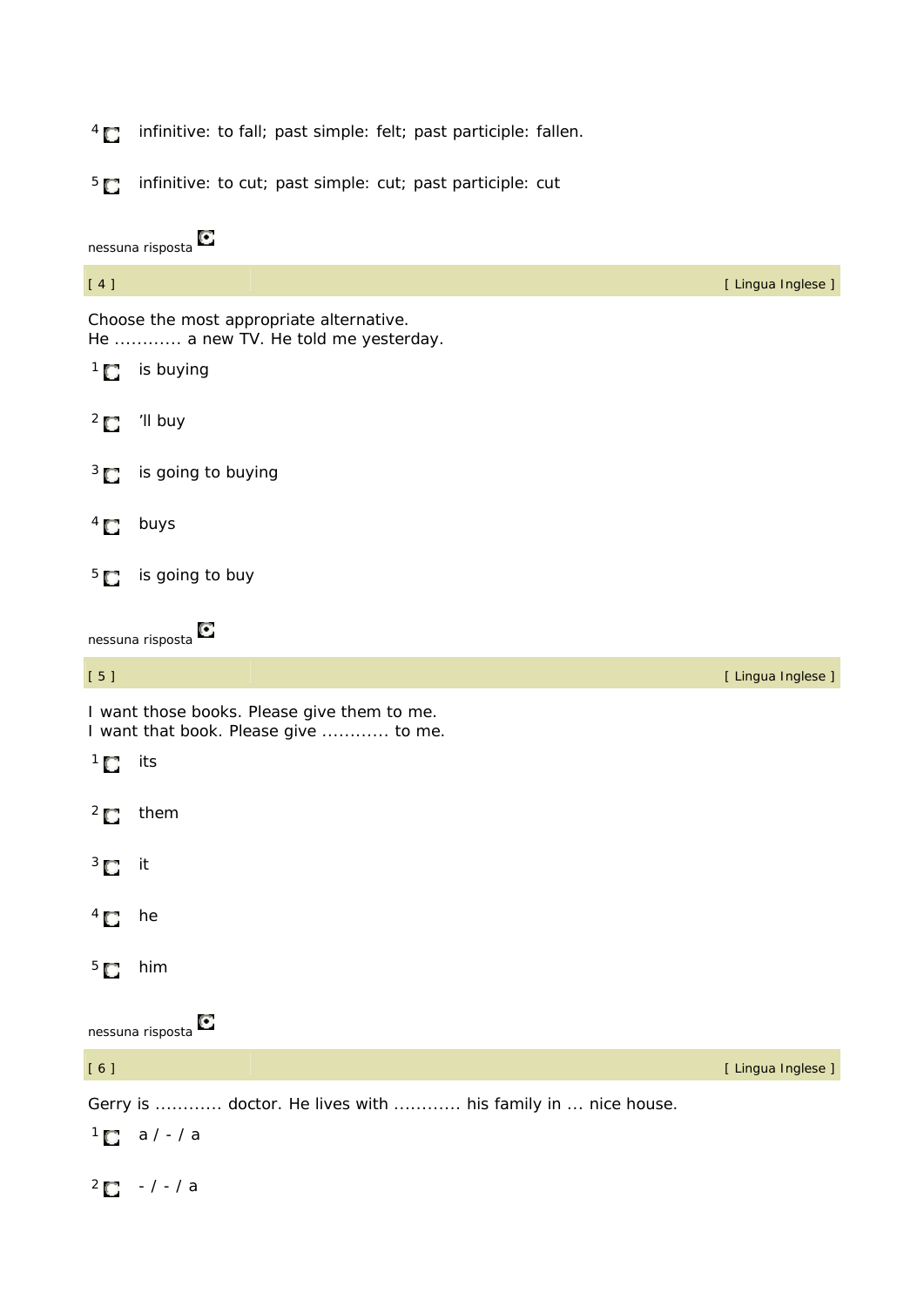4 infinitive: to fall; past simple: felt; past participle: fallen.

5 infinitive: to cut; past simple: cut; past participle: cut

nessuna risposta

| [ 4 ] | [ Lingua Inglese ] |
|---|---|

Choose the most appropriate alternative.
He ............ a new TV. He told me yesterday.

1 is buying

2 'll buy

3 is going to buying

4 buys

5 is going to buy

nessuna risposta

| [ 5 ] | [ Lingua Inglese ] |
|---|---|

I want those books. Please give them to me.
I want that book. Please give ............ to me.

1 its

2 them

3 it

4 he

5 him

nessuna risposta

| [ 6 ] | [ Lingua Inglese ] |
|---|---|

Gerry is ............ doctor. He lives with ............ his family in ... nice house.

1 a / - / a

2 - / - / a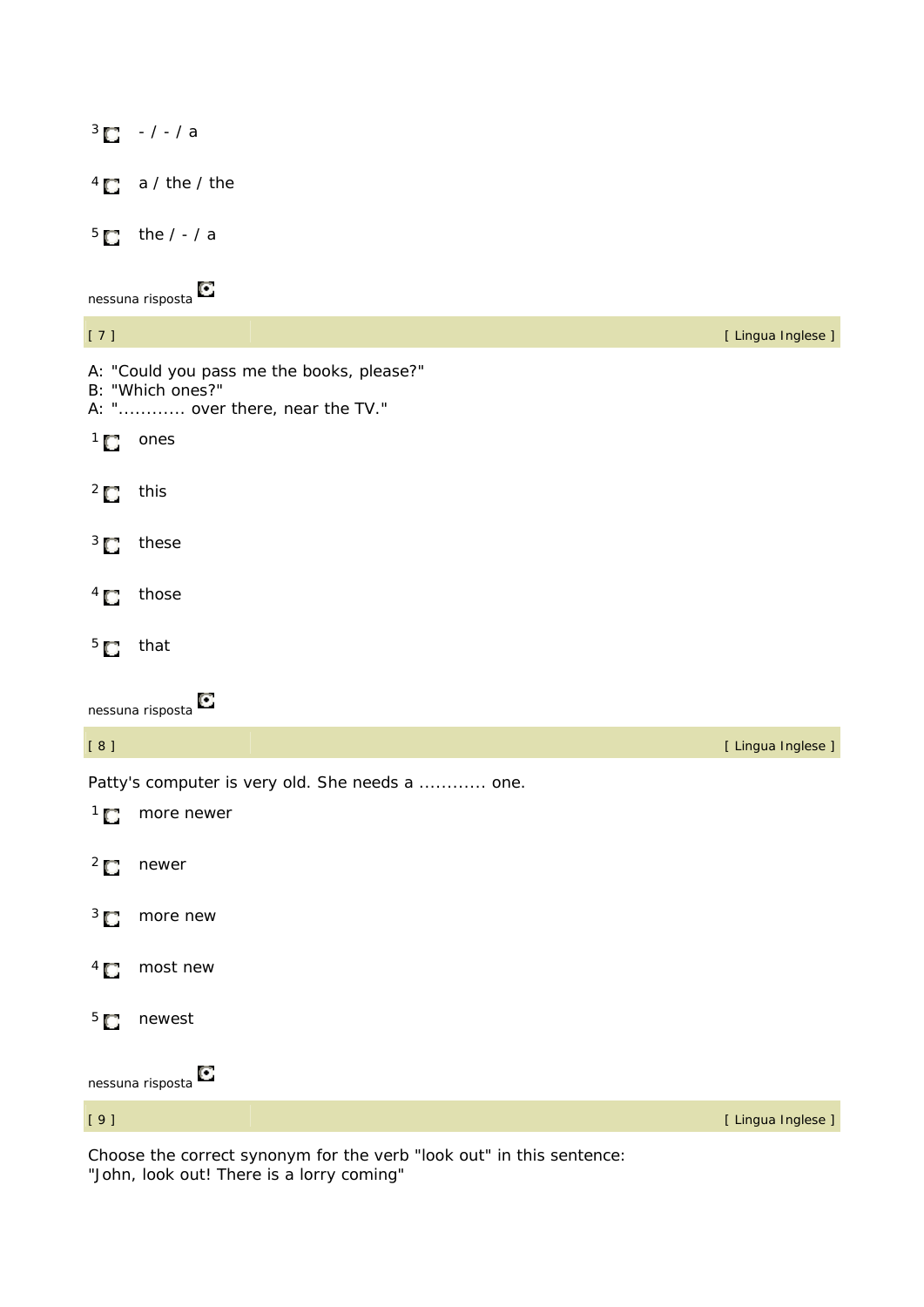3 - / - / a

4 a / the / the

5 the / - / a

nessuna risposta

[ 7 ] [ Lingua Inglese ]

A: "Could you pass me the books, please?"
B: "Which ones?"
A: "............ over there, near the TV."

1 ones

2 this

3 these

4 those

5 that

nessuna risposta

[ 8 ] [ Lingua Inglese ]

Patty's computer is very old. She needs a ............ one.

1 more newer

2 newer

3 more new

4 most new

5 newest

nessuna risposta

[ 9 ] [ Lingua Inglese ]

Choose the correct synonym for the verb "look out" in this sentence:
"John, look out! There is a lorry coming"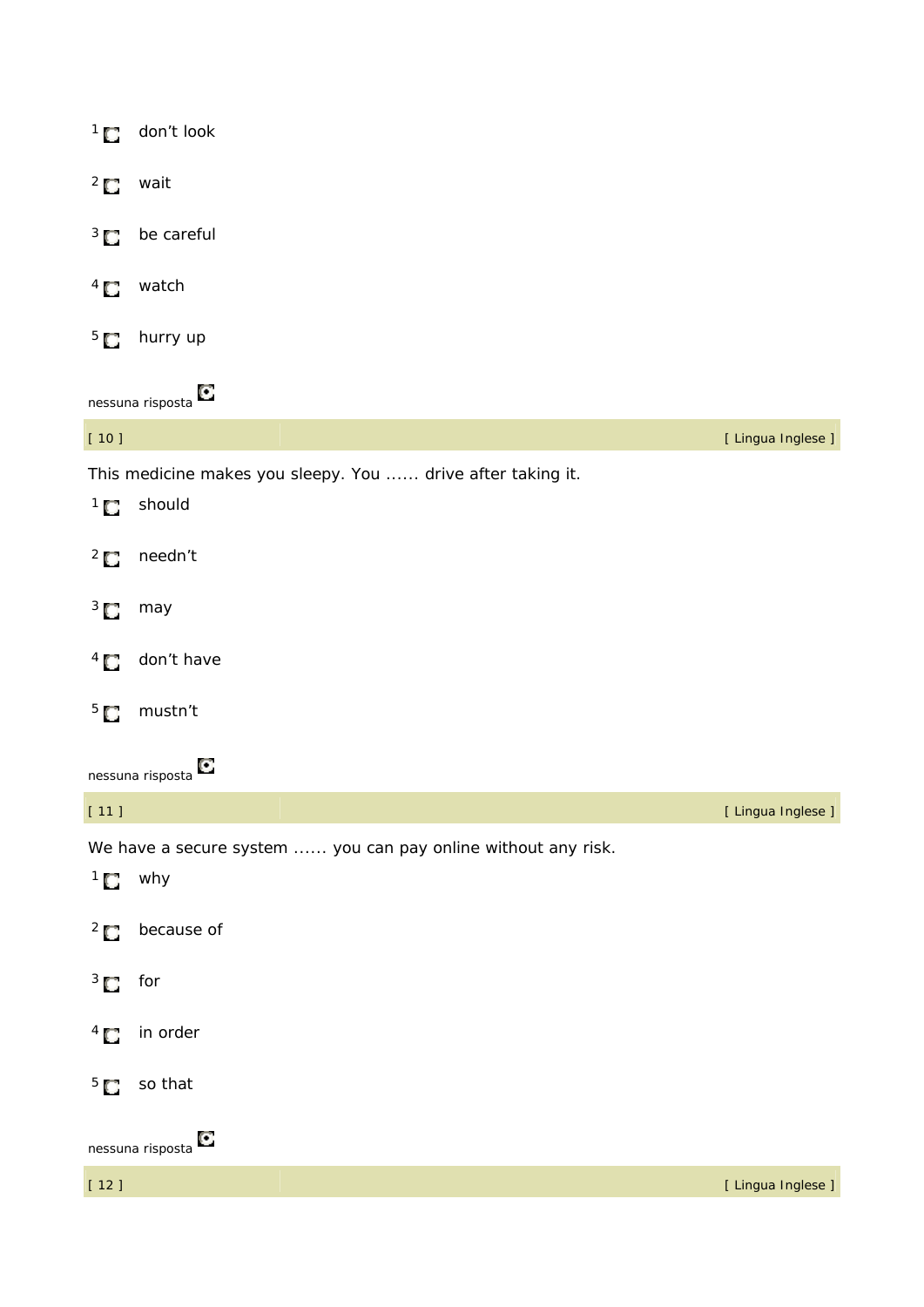1 don't look

2 wait

3 be careful

4 watch

5 hurry up

nessuna risposta

[ 10 ] [ Lingua Inglese ]

This medicine makes you sleepy. You ...... drive after taking it.

1 should

2 needn't

3 may

4 don't have

5 mustn't

nessuna risposta

[ 11 ] [ Lingua Inglese ]

We have a secure system ...... you can pay online without any risk.

1 why

2 because of

3 for

4 in order

5 so that

nessuna risposta

[ 12 ] [ Lingua Inglese ]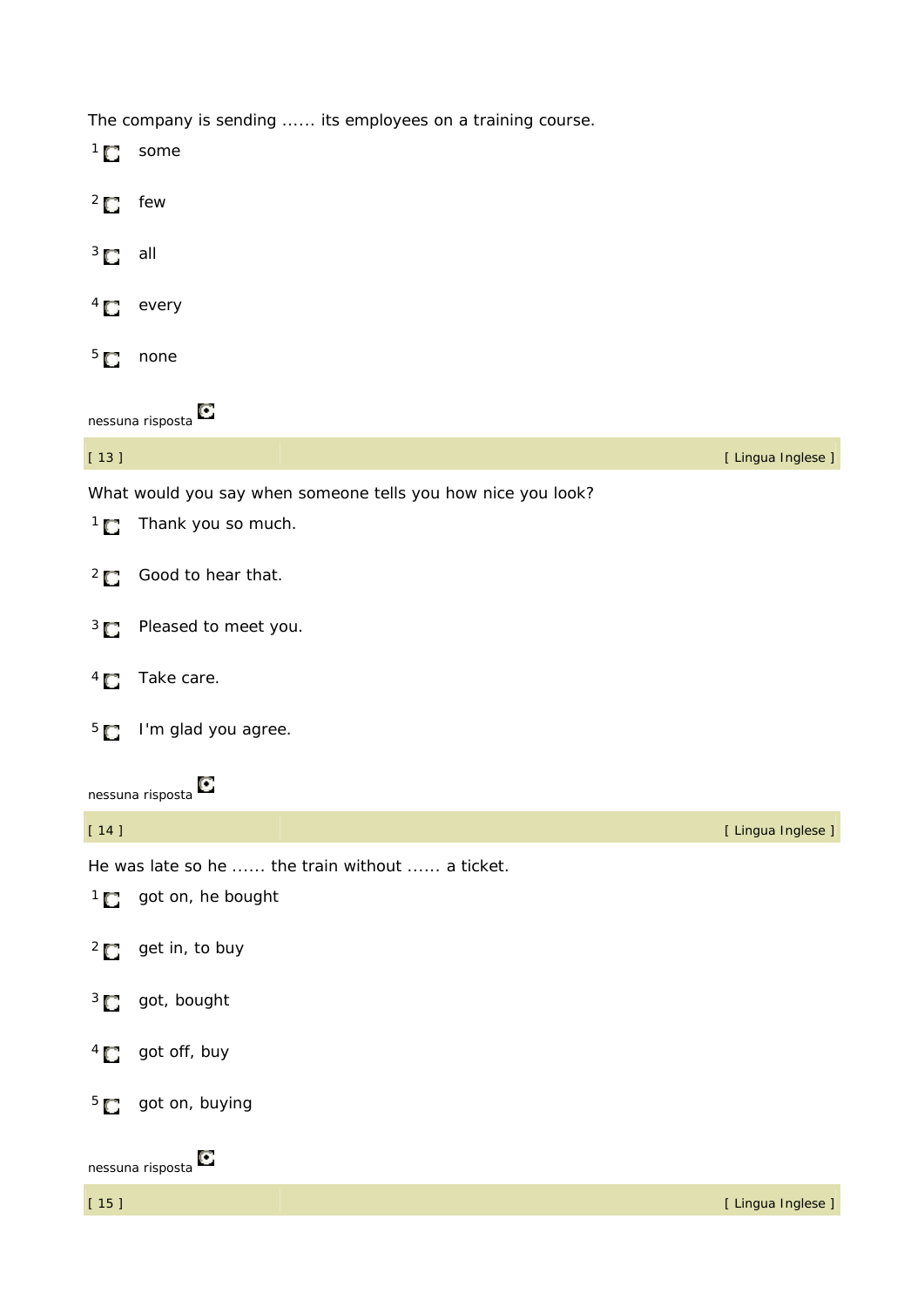The company is sending ...... its employees on a training course.

1 some

2 few

3 all

4 every

5 none

nessuna risposta

[ 13 ] [ Lingua Inglese ]

What would you say when someone tells you how nice you look?

1 Thank you so much.

2 Good to hear that.

3 Pleased to meet you.

4 Take care.

5 I'm glad you agree.

nessuna risposta

[ 14 ] [ Lingua Inglese ]

He was late so he ...... the train without ...... a ticket.

1 got on, he bought

2 get in, to buy

3 got, bought

4 got off, buy

5 got on, buying

nessuna risposta

[ 15 ] [ Lingua Inglese ]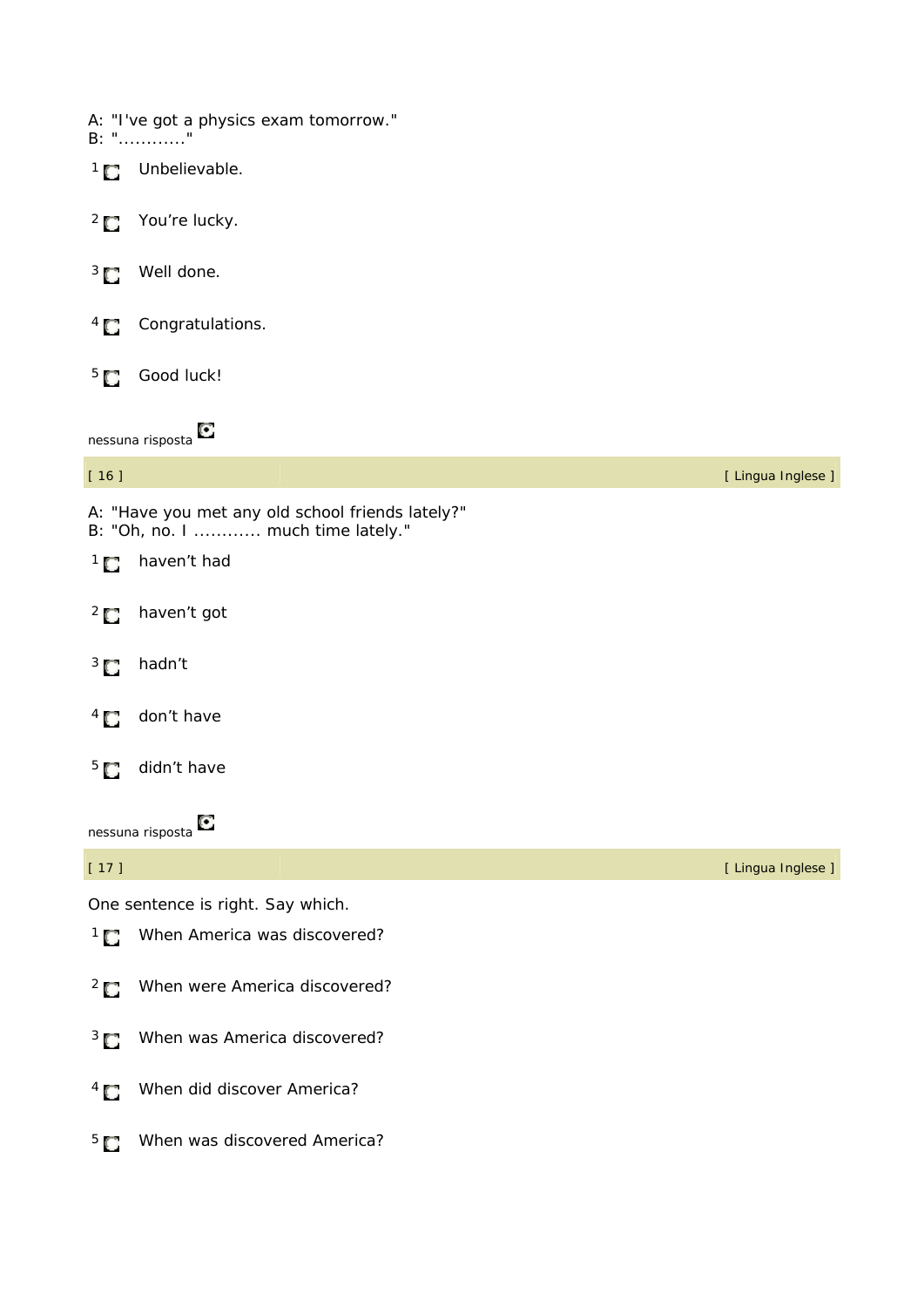A: "I've got a physics exam tomorrow."
B: "............"

1 Unbelievable.

2 You’re lucky.

3 Well done.

4 Congratulations.

5 Good luck!

nessuna risposta

[ 16 ] [ Lingua Inglese ]

A: "Have you met any old school friends lately?"
B: "Oh, no. I ............ much time lately."

1 haven’t had

2 haven’t got

3 hadn’t

4 don’t have

5 didn’t have

nessuna risposta

[ 17 ] [ Lingua Inglese ]

One sentence is right. Say which.

1 When America was discovered?

2 When were America discovered?

3 When was America discovered?

4 When did discover America?

5 When was discovered America?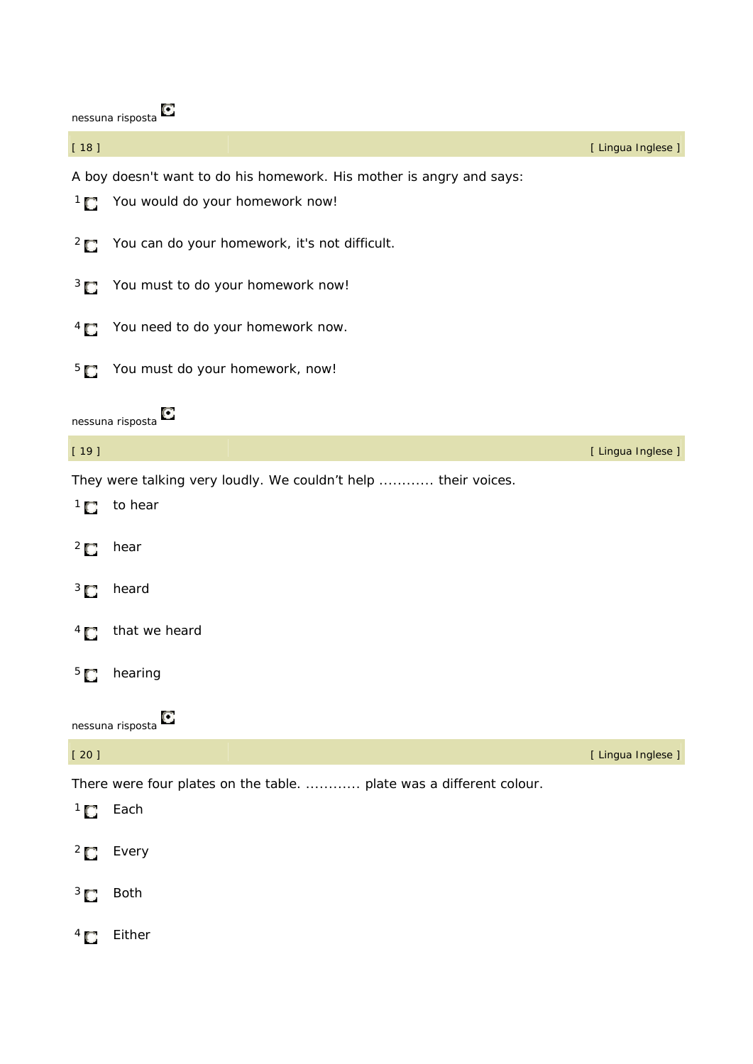nessuna risposta

[ 18 ] [ Lingua Inglese ]

A boy doesn't want to do his homework. His mother is angry and says:

1. You would do your homework now!
2. You can do your homework, it's not difficult.
3. You must to do your homework now!
4. You need to do your homework now.
5. You must do your homework, now!

nessuna risposta

[ 19 ] [ Lingua Inglese ]

They were talking very loudly. We couldn’t help ............ their voices.

1. to hear
2. hear
3. heard
4. that we heard
5. hearing

nessuna risposta

[ 20 ] [ Lingua Inglese ]

There were four plates on the table. ............ plate was a different colour.

1. Each
2. Every
3. Both
4. Either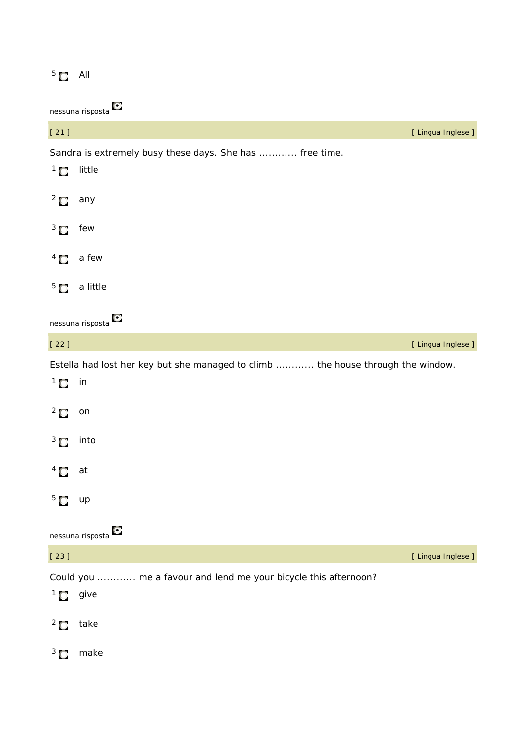5 All

nessuna risposta

[ 21 ] [ Lingua Inglese ]

Sandra is extremely busy these days. She has ............ free time.

1 little

2 any

3 few

4 a few

5 a little

nessuna risposta

[ 22 ] [ Lingua Inglese ]

Estella had lost her key but she managed to climb ............ the house through the window.

1 in

2 on

3 into

4 at

5 up

nessuna risposta

[ 23 ] [ Lingua Inglese ]

Could you ............ me a favour and lend me your bicycle this afternoon?

1 give

2 take

3 make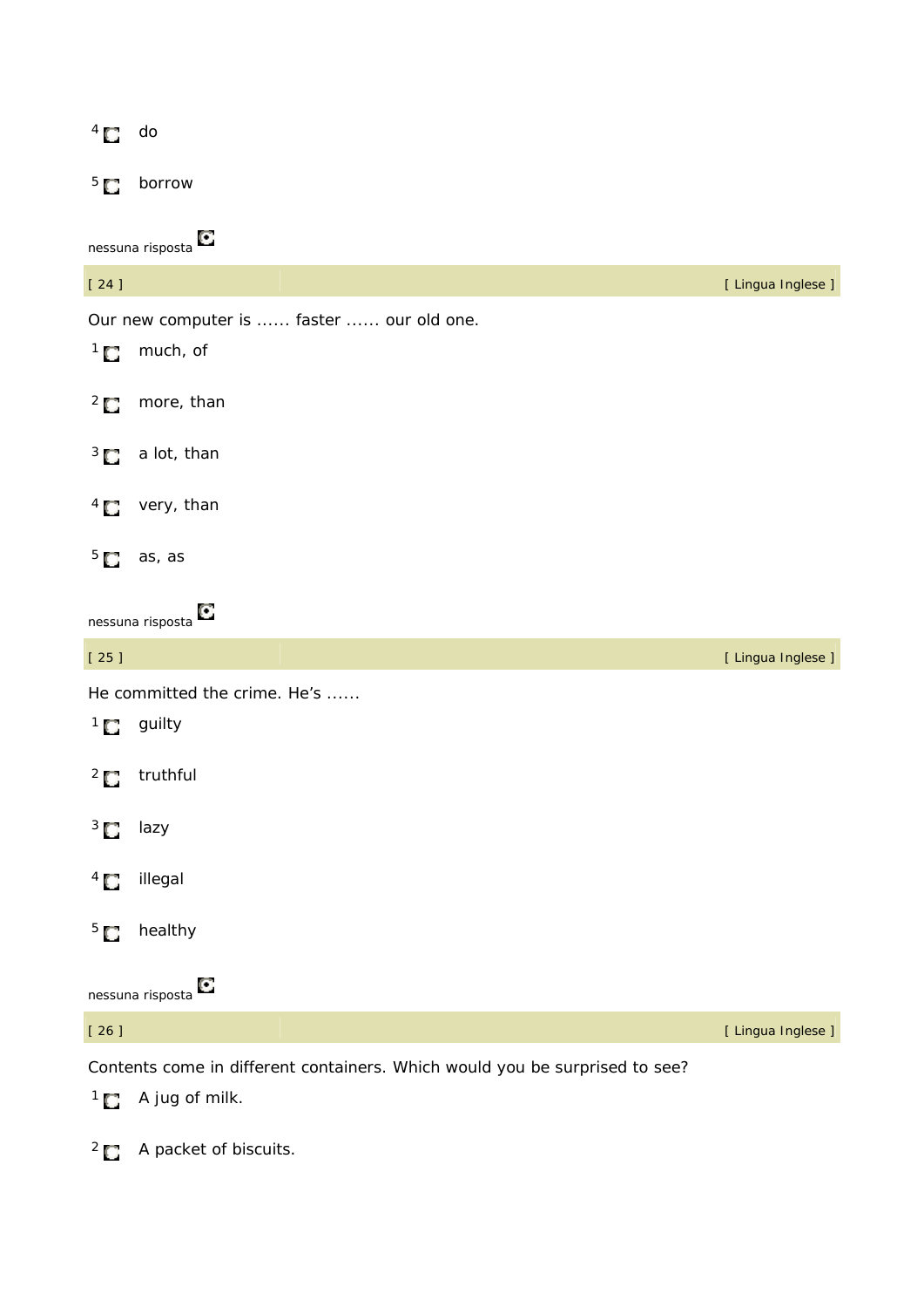4 do

5 borrow

nessuna risposta

[ 24 ] [ Lingua Inglese ]

Our new computer is ...... faster ...... our old one.

1 much, of

2 more, than

3 a lot, than

4 very, than

5 as, as

nessuna risposta

[ 25 ] [ Lingua Inglese ]

He committed the crime. He’s ......

1 guilty

2 truthful

3 lazy

4 illegal

5 healthy

nessuna risposta

[ 26 ] [ Lingua Inglese ]

Contents come in different containers. Which would you be surprised to see?

1 A jug of milk.

2 A packet of biscuits.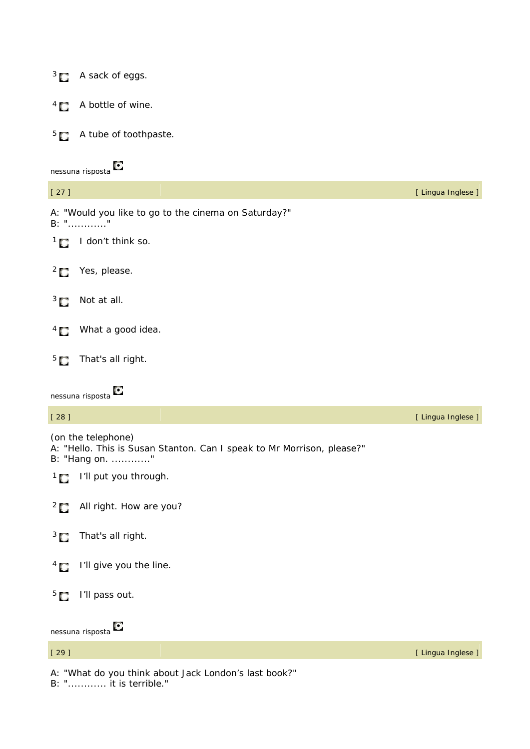3 A sack of eggs.

4 A bottle of wine.

5 A tube of toothpaste.

nessuna risposta

[ 27 ] [ Lingua Inglese ]

A: "Would you like to go to the cinema on Saturday?"
B: "............"

1 I don’t think so.

2 Yes, please.

3 Not at all.

4 What a good idea.

5 That's all right.

nessuna risposta

[ 28 ] [ Lingua Inglese ]

(on the telephone)
A: "Hello. This is Susan Stanton. Can I speak to Mr Morrison, please?"
B: "Hang on. ............"

1 I’ll put you through.

2 All right. How are you?

3 That's all right.

4 I’ll give you the line.

5 I’ll pass out.

nessuna risposta

[ 29 ] [ Lingua Inglese ]

A: "What do you think about Jack London’s last book?"
B: "............ it is terrible."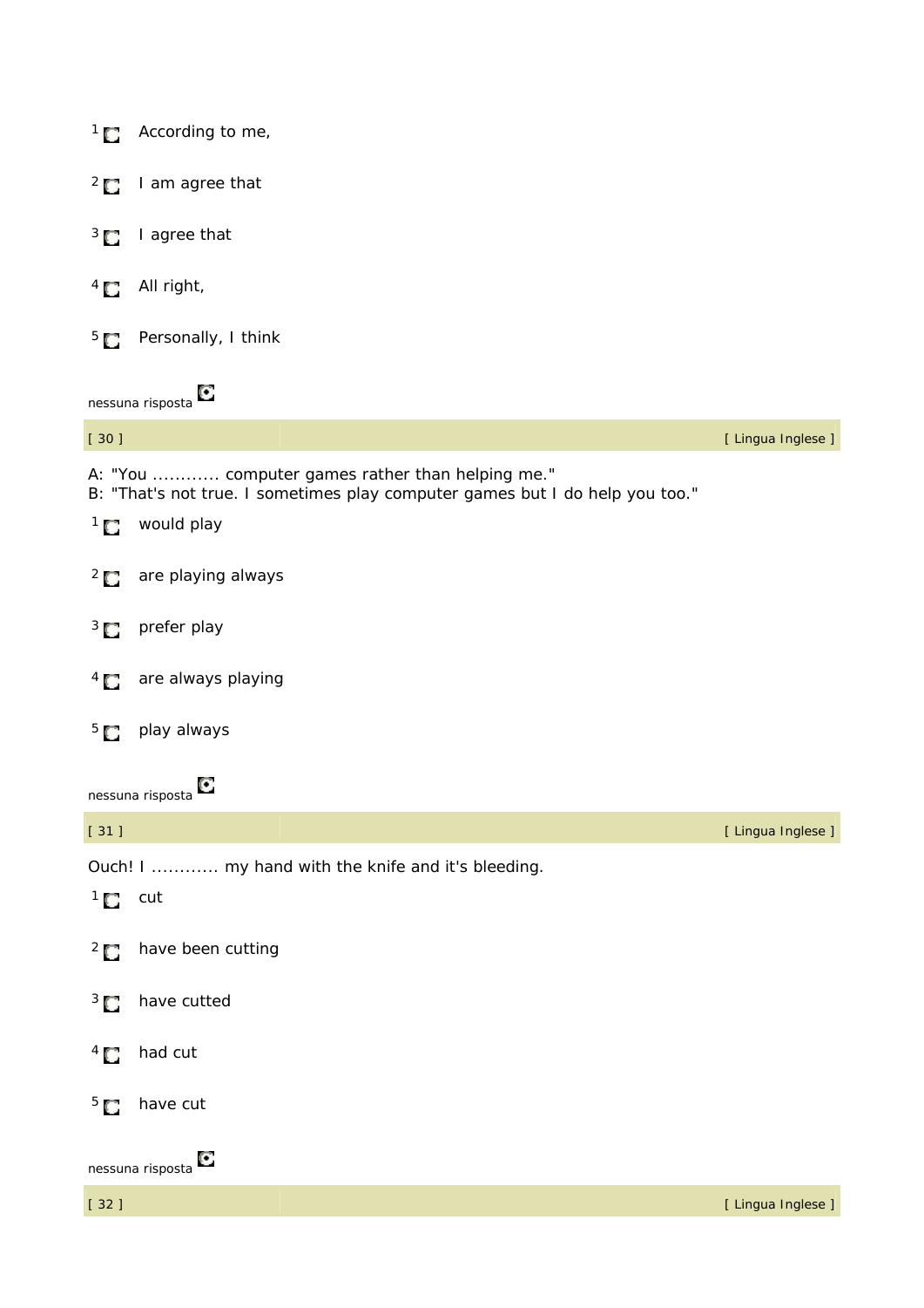1 According to me,

2 I am agree that

3 I agree that

4 All right,

5 Personally, I think

nessuna risposta

[ 30 ] [ Lingua Inglese ]

A: "You ............ computer games rather than helping me."
B: "That's not true. I sometimes play computer games but I do help you too."

1 would play

2 are playing always

3 prefer play

4 are always playing

5 play always

nessuna risposta

[ 31 ] [ Lingua Inglese ]

Ouch! I ............ my hand with the knife and it's bleeding.

1 cut

2 have been cutting

3 have cutted

4 had cut

5 have cut

nessuna risposta

[ 32 ] [ Lingua Inglese ]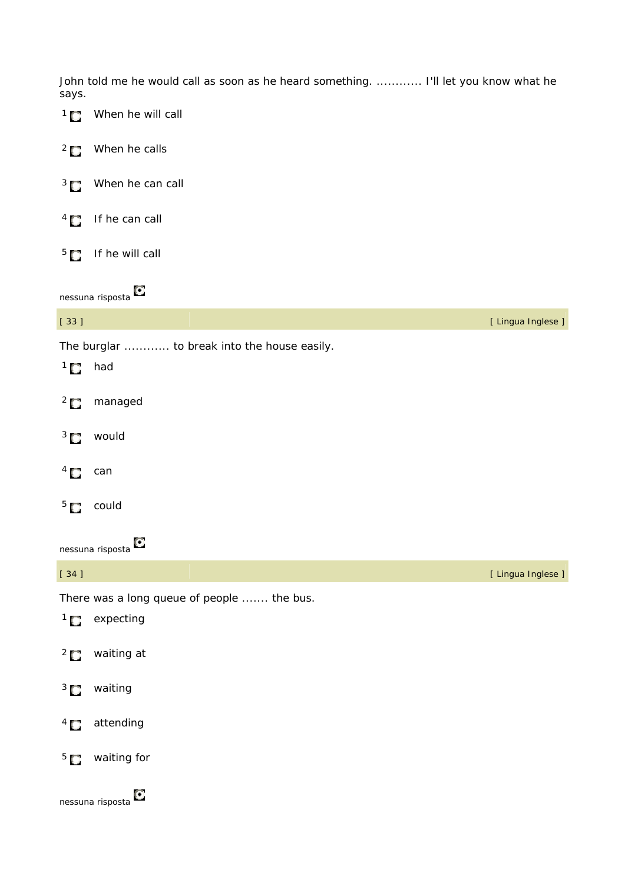John told me he would call as soon as he heard something. ............ I'll let you know what he says.

1. When he will call
2. When he calls
3. When he can call
4. If he can call
5. If he will call

nessuna risposta

| [ 33 ] | [ Lingua Inglese ] |
|---|---|

The burglar ............ to break into the house easily.

1. had
2. managed
3. would
4. can
5. could

nessuna risposta

| [ 34 ] | [ Lingua Inglese ] |
|---|---|

There was a long queue of people ....... the bus.

1. expecting
2. waiting at
3. waiting
4. attending
5. waiting for

nessuna risposta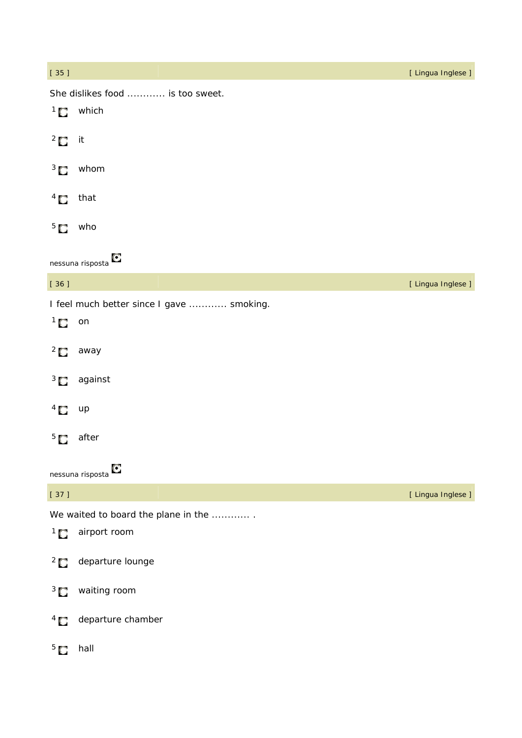[ 35 ] [ Lingua Inglese ]

She dislikes food ............ is too sweet.

1. which
2. it
3. whom
4. that
5. who

nessuna risposta

[ 36 ] [ Lingua Inglese ]

I feel much better since I gave ............ smoking.

1. on
2. away
3. against
4. up
5. after

nessuna risposta

[ 37 ] [ Lingua Inglese ]

We waited to board the plane in the ............ .

1. airport room
2. departure lounge
3. waiting room
4. departure chamber
5. hall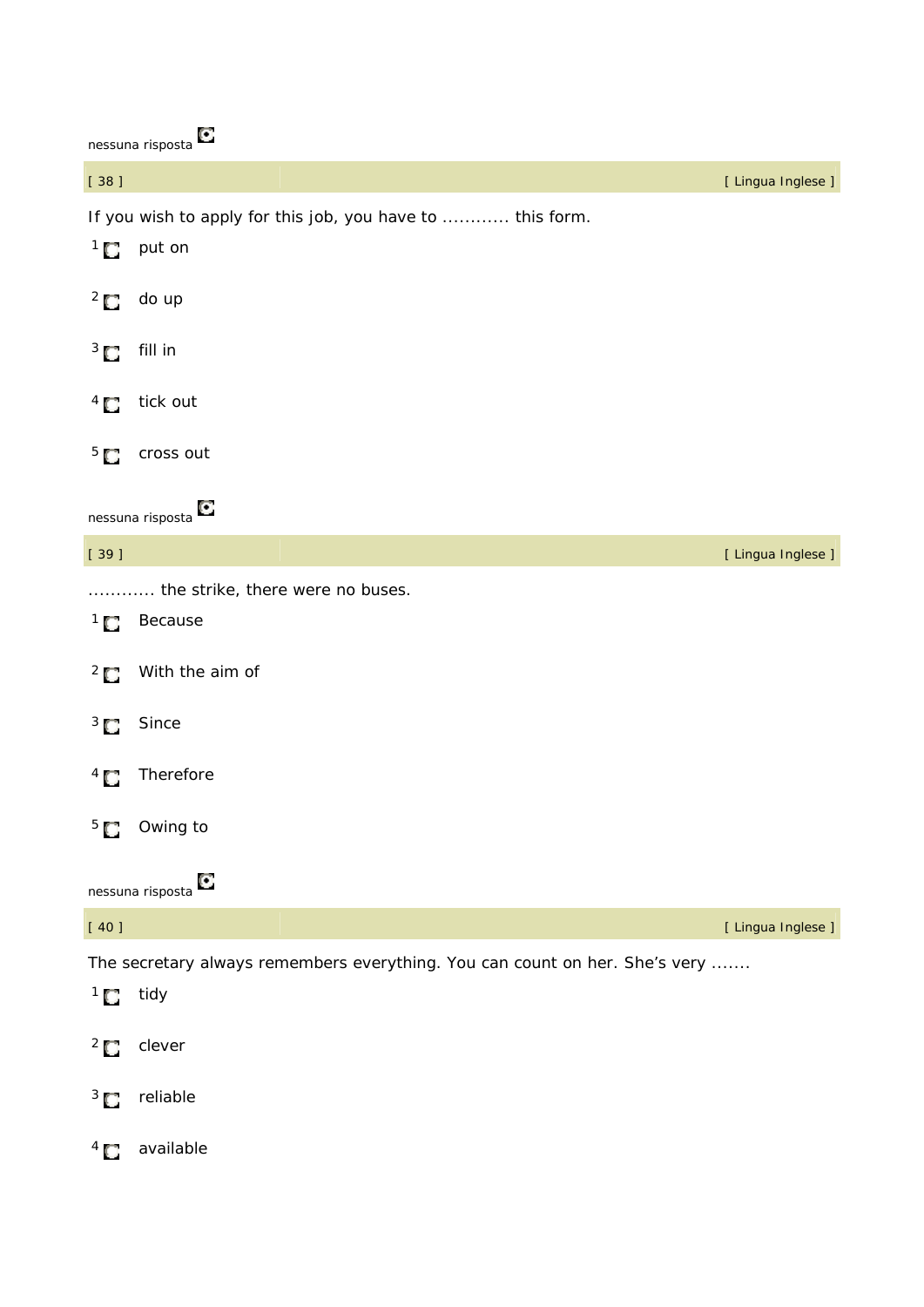nessuna risposta

[ 38 ] [ Lingua Inglese ]

If you wish to apply for this job, you have to ............ this form.

1. put on
2. do up
3. fill in
4. tick out
5. cross out

nessuna risposta

[ 39 ] [ Lingua Inglese ]

............ the strike, there were no buses.

1. Because
2. With the aim of
3. Since
4. Therefore
5. Owing to

nessuna risposta

[ 40 ] [ Lingua Inglese ]

The secretary always remembers everything. You can count on her. She's very .......

1. tidy
2. clever
3. reliable
4. available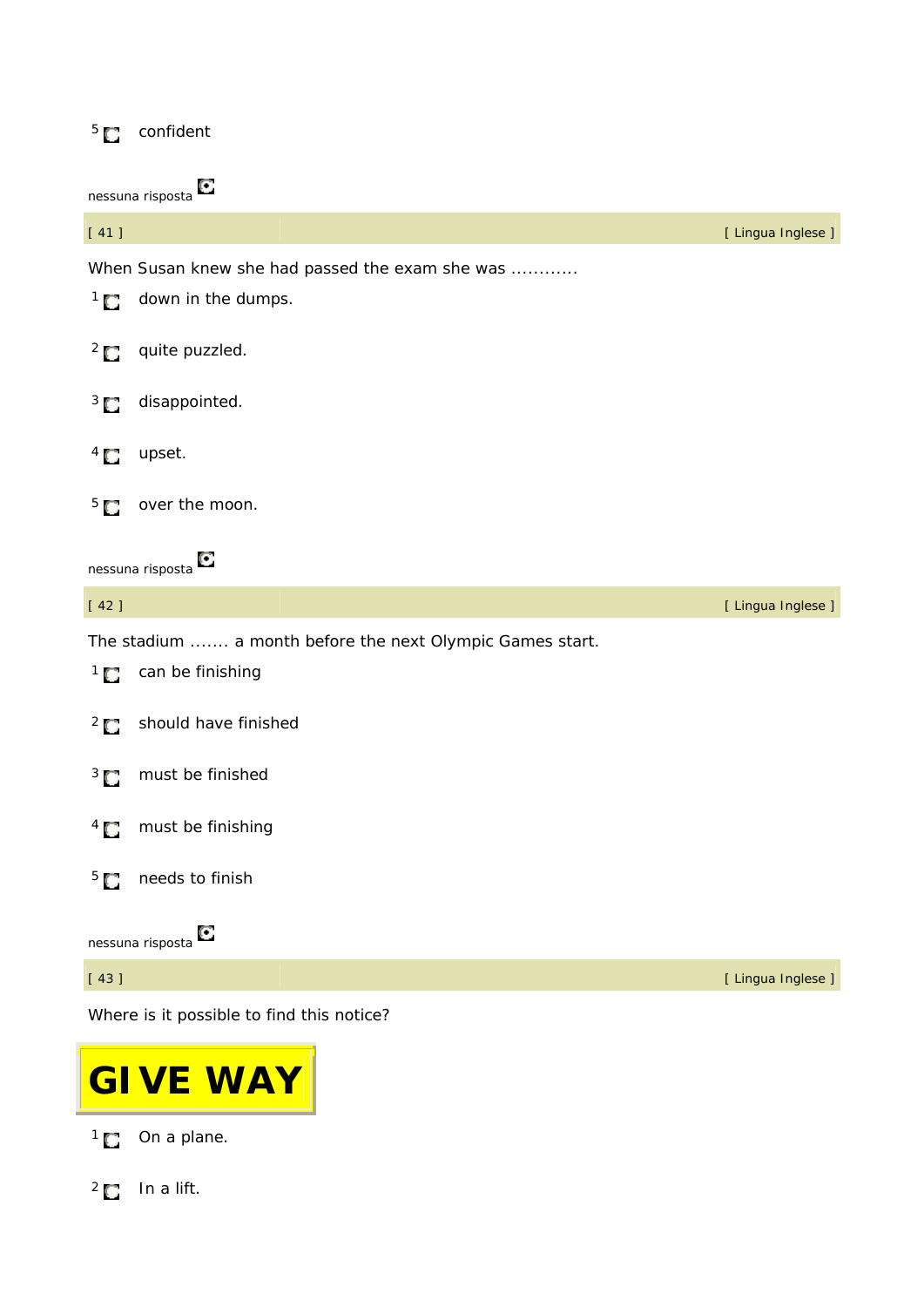5 confident

nessuna risposta

[ 41 ] [ Lingua Inglese ]

When Susan knew she had passed the exam she was ............

1 down in the dumps.

2 quite puzzled.

3 disappointed.

4 upset.

5 over the moon.

nessuna risposta

[ 42 ] [ Lingua Inglese ]

The stadium ....... a month before the next Olympic Games start.

1 can be finishing

2 should have finished

3 must be finished

4 must be finishing

5 needs to finish

nessuna risposta

[ 43 ] [ Lingua Inglese ]

Where is it possible to find this notice?

**GIVE WAY**

1 On a plane.

2 In a lift.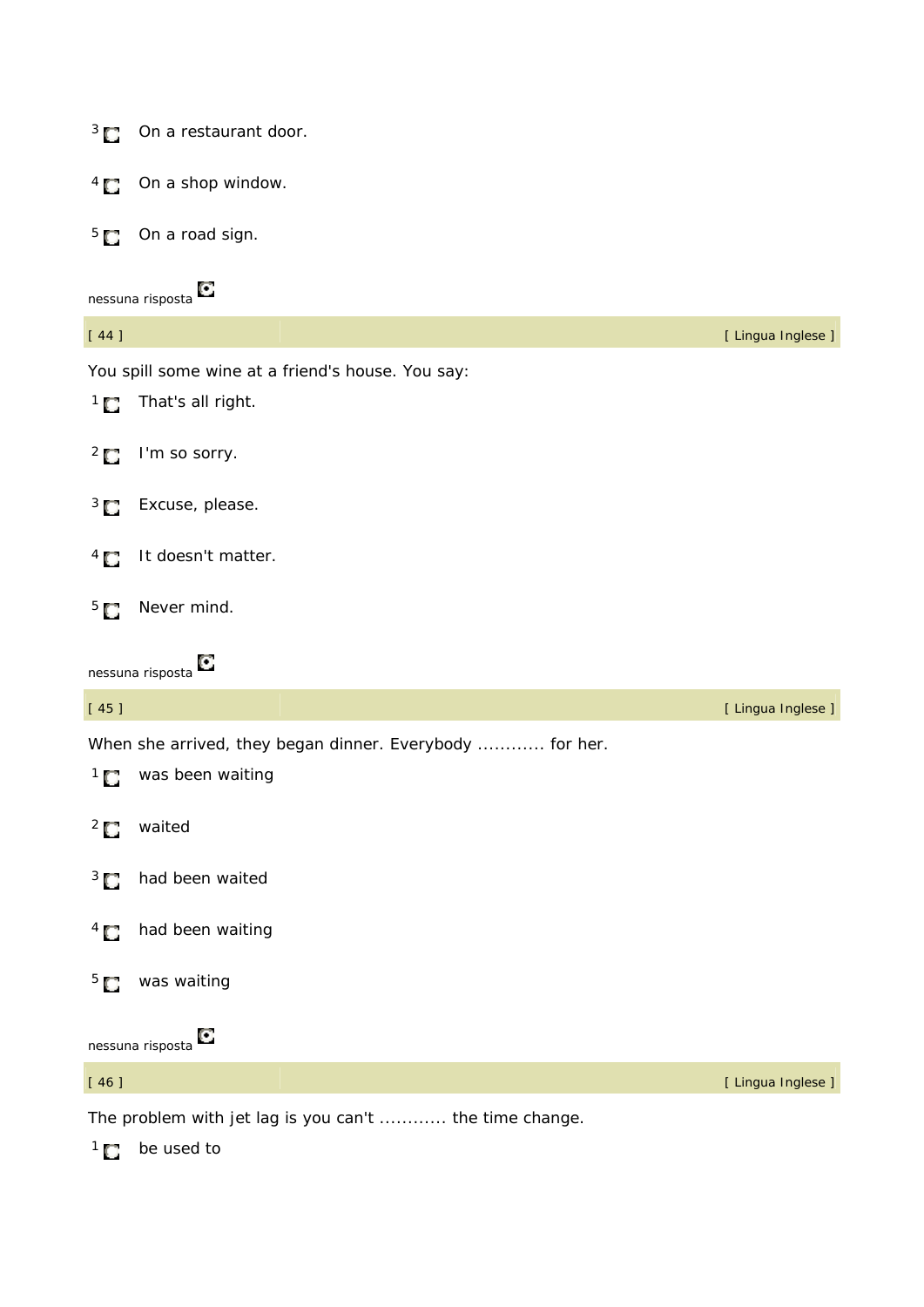3 On a restaurant door.

4 On a shop window.

5 On a road sign.

nessuna risposta

[ 44 ] [ Lingua Inglese ]

You spill some wine at a friend's house. You say:

1 That's all right.

2 I'm so sorry.

3 Excuse, please.

4 It doesn't matter.

5 Never mind.

nessuna risposta

[ 45 ] [ Lingua Inglese ]

When she arrived, they began dinner. Everybody ............ for her.

1 was been waiting

2 waited

3 had been waited

4 had been waiting

5 was waiting

nessuna risposta

[ 46 ] [ Lingua Inglese ]

The problem with jet lag is you can't ............ the time change.

1 be used to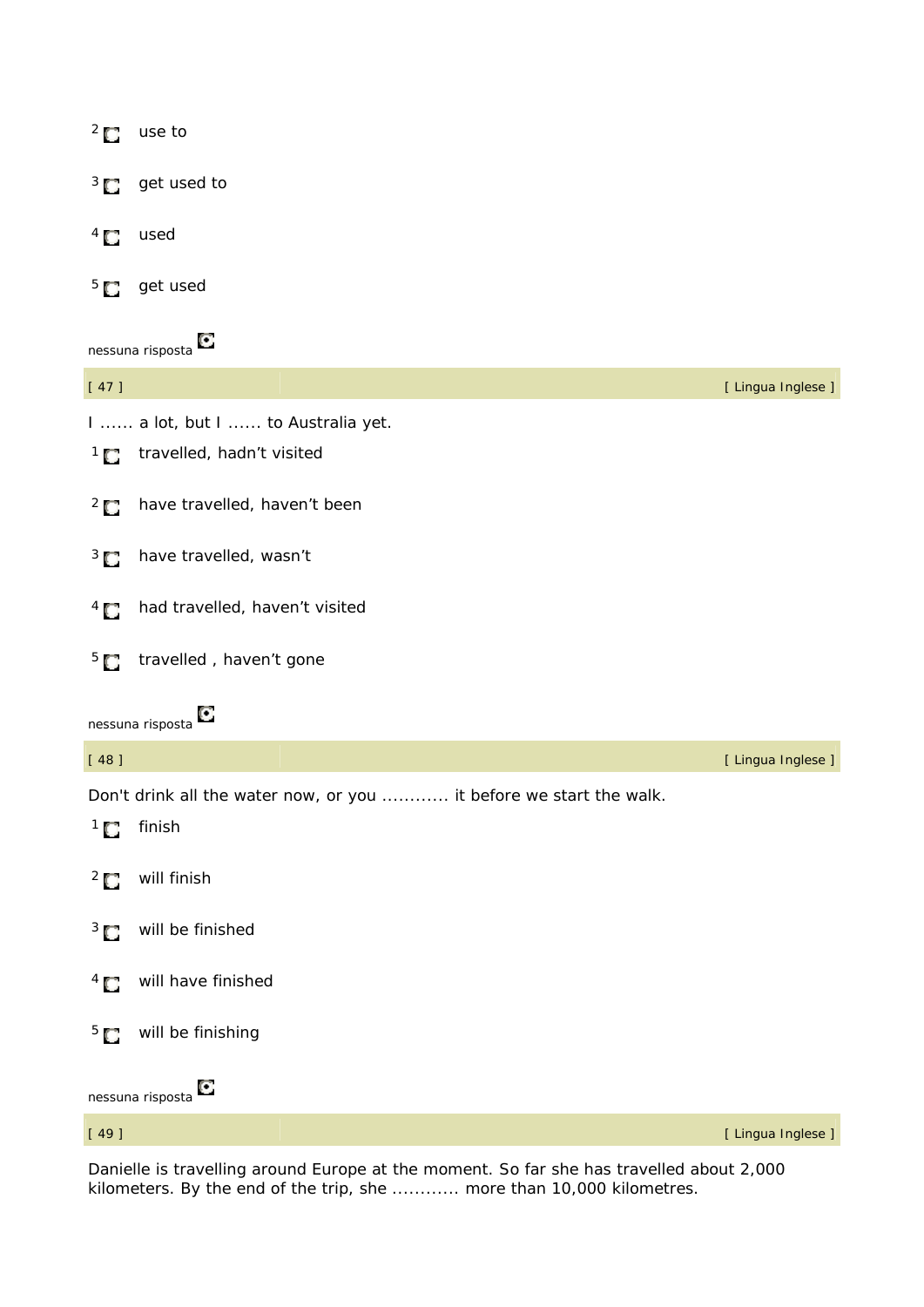2 use to

3 get used to

4 used

5 get used

nessuna risposta

[ 47 ] [ Lingua Inglese ]

I ...... a lot, but I ...... to Australia yet.

1 travelled, hadn’t visited

2 have travelled, haven’t been

3 have travelled, wasn’t

4 had travelled, haven’t visited

5 travelled , haven’t gone

nessuna risposta

[ 48 ] [ Lingua Inglese ]

Don't drink all the water now, or you ............ it before we start the walk.

1 finish

2 will finish

3 will be finished

4 will have finished

5 will be finishing

nessuna risposta

[ 49 ] [ Lingua Inglese ]

Danielle is travelling around Europe at the moment. So far she has travelled about 2,000 kilometers. By the end of the trip, she ............ more than 10,000 kilometres.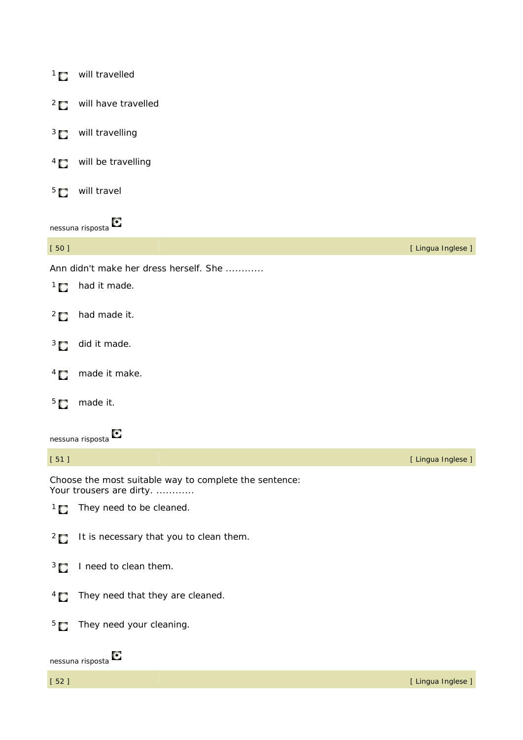1 will travelled

2 will have travelled

3 will travelling

4 will be travelling

5 will travel

nessuna risposta

| [ 50 ] | [ Lingua Inglese ] |
|---|---|

Ann didn't make her dress herself. She ............

1 had it made.

2 had made it.

3 did it made.

4 made it make.

5 made it.

nessuna risposta

| [ 51 ] | [ Lingua Inglese ] |
|---|---|

Choose the most suitable way to complete the sentence:
Your trousers are dirty. ............

1 They need to be cleaned.

2 It is necessary that you to clean them.

3 I need to clean them.

4 They need that they are cleaned.

5 They need your cleaning.

nessuna risposta

| [ 52 ] | [ Lingua Inglese ] |
|---|---|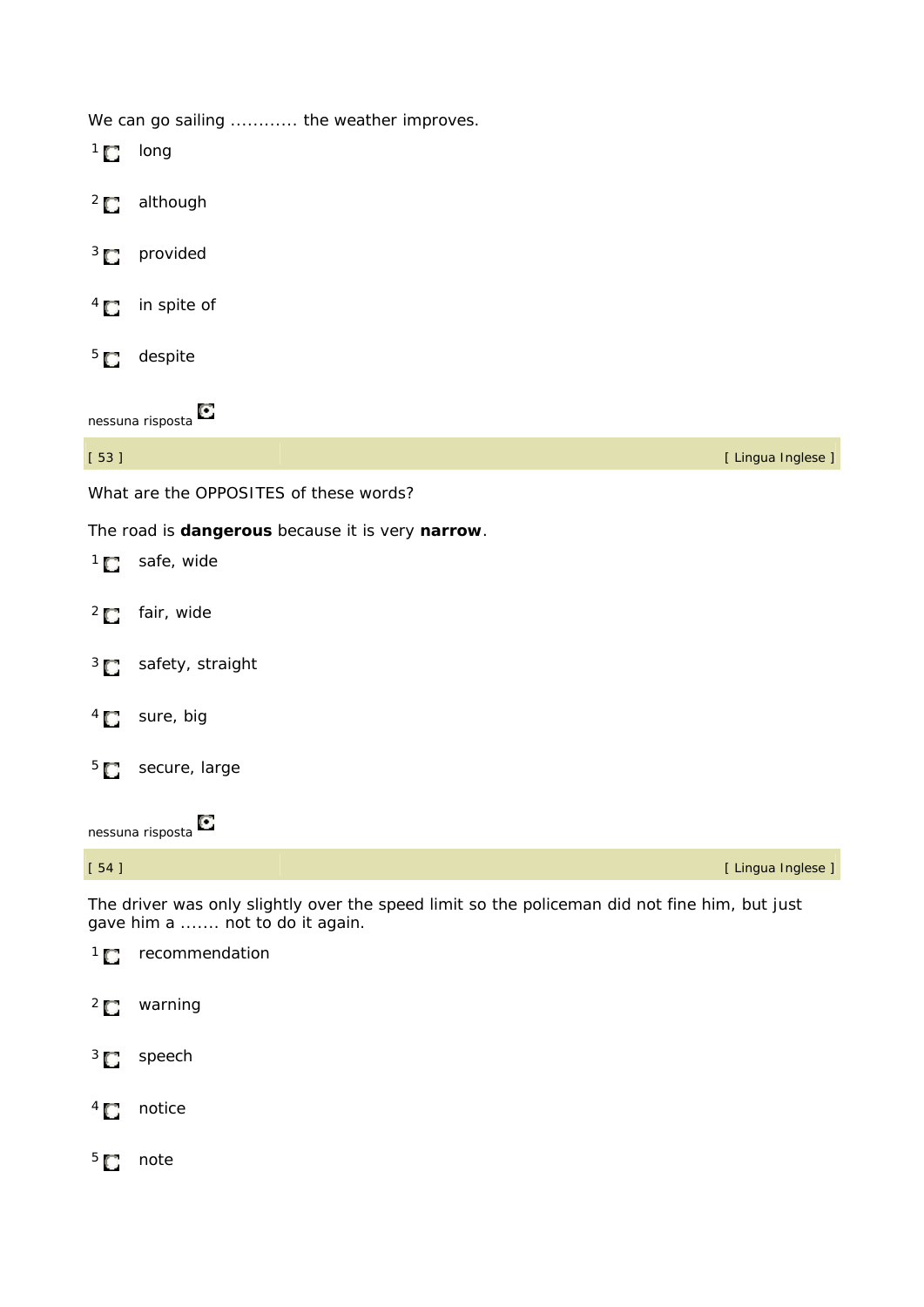We can go sailing ............ the weather improves.

1. long
2. although
3. provided
4. in spite of
5. despite

nessuna risposta

[ 53 ] [ Lingua Inglese ]

What are the OPPOSITES of these words?

The road is **dangerous** because it is very **narrow**.

1. safe, wide
2. fair, wide
3. safety, straight
4. sure, big
5. secure, large

nessuna risposta

[ 54 ] [ Lingua Inglese ]

The driver was only slightly over the speed limit so the policeman did not fine him, but just gave him a ....... not to do it again.

1. recommendation
2. warning
3. speech
4. notice
5. note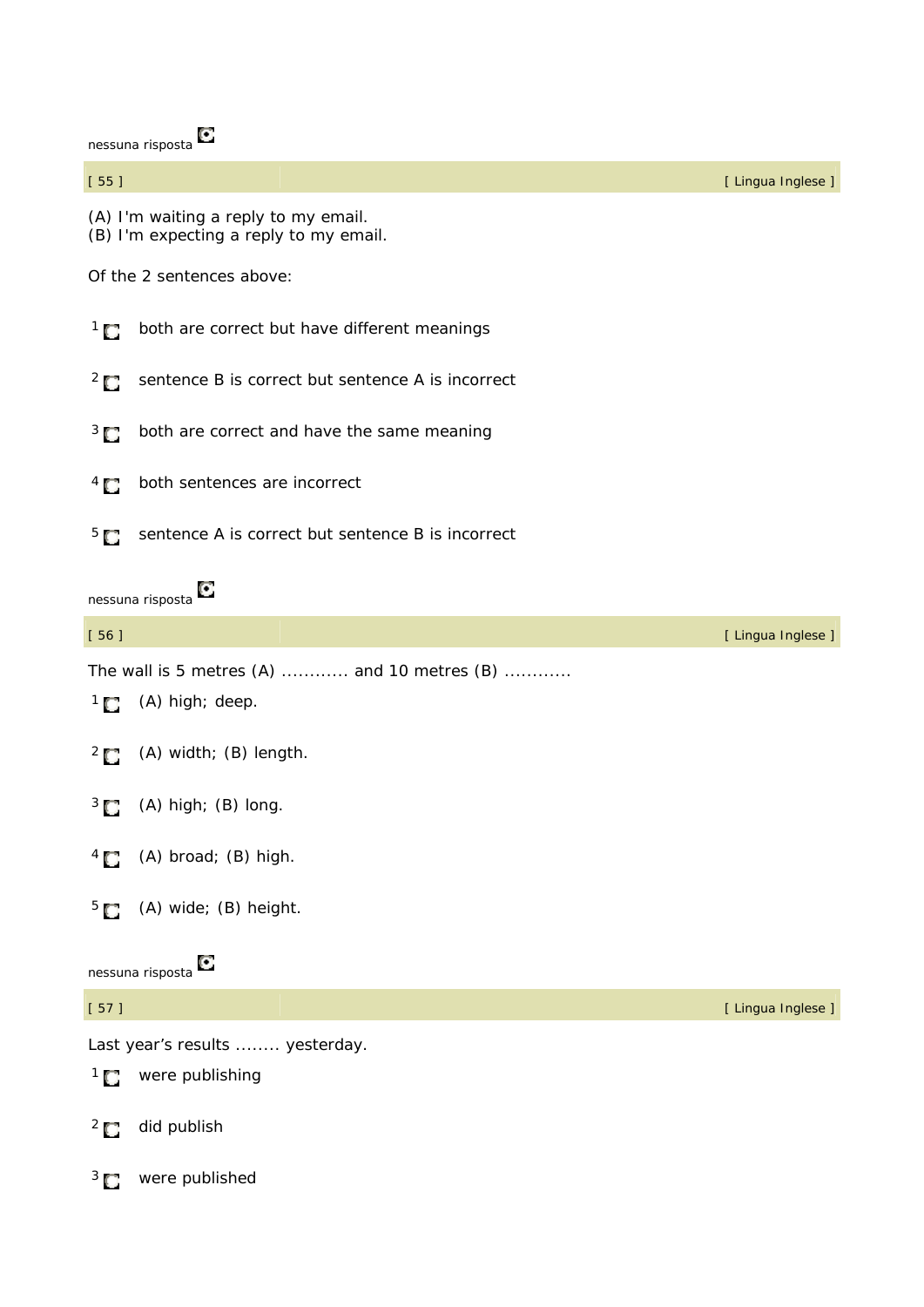nessuna risposta

[ 55 ] [ Lingua Inglese ]

(A) I'm waiting a reply to my email.
(B) I'm expecting a reply to my email.

Of the 2 sentences above:

1. both are correct but have different meanings
2. sentence B is correct but sentence A is incorrect
3. both are correct and have the same meaning
4. both sentences are incorrect
5. sentence A is correct but sentence B is incorrect

nessuna risposta

[ 56 ] [ Lingua Inglese ]

The wall is 5 metres (A) ............ and 10 metres (B) ............

1. (A) high; deep.
2. (A) width; (B) length.
3. (A) high; (B) long.
4. (A) broad; (B) high.
5. (A) wide; (B) height.

nessuna risposta

[ 57 ] [ Lingua Inglese ]

Last year's results ........ yesterday.

1. were publishing
2. did publish
3. were published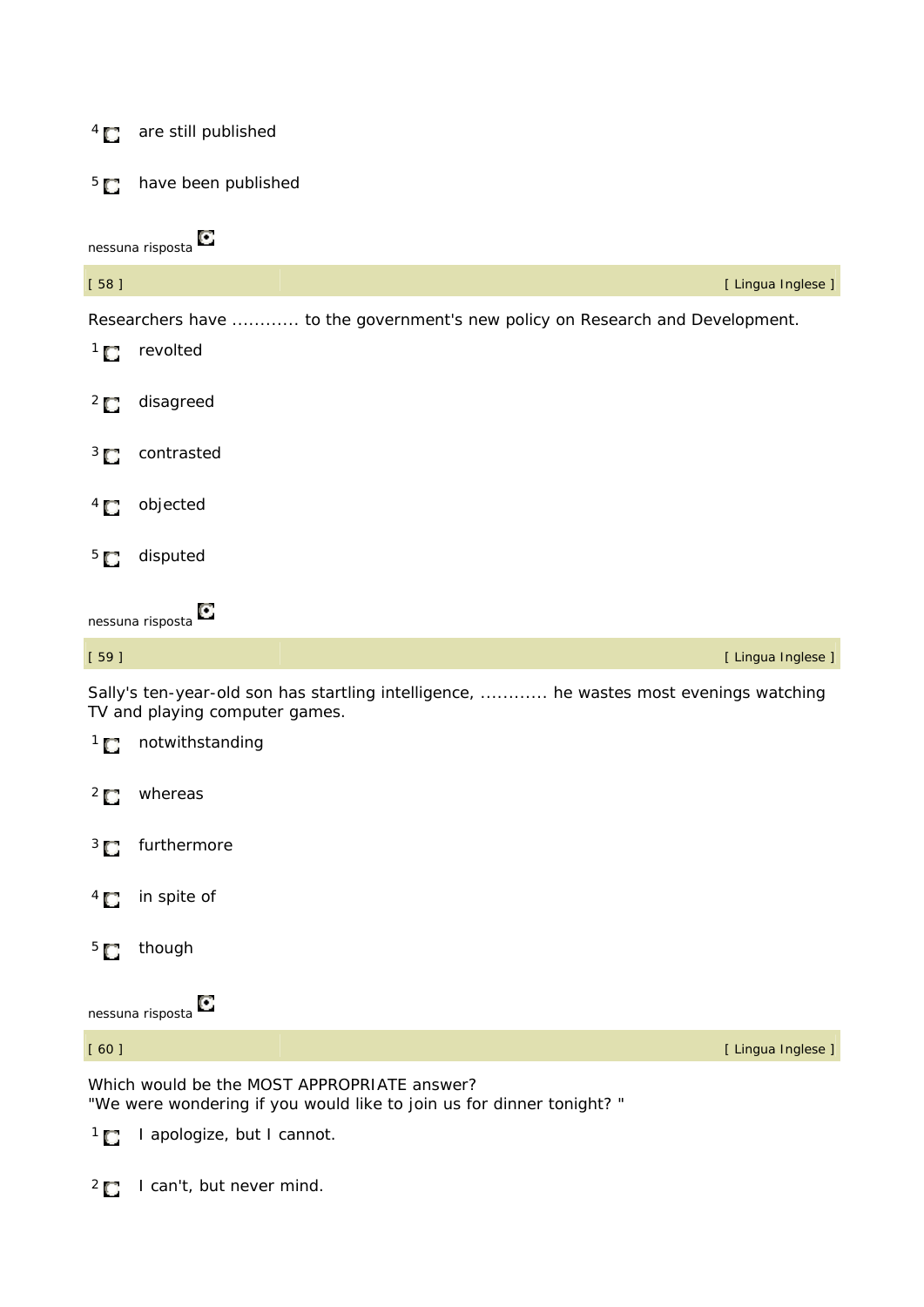4 are still published

5 have been published

nessuna risposta

[ 58 ] [ Lingua Inglese ]

Researchers have ............ to the government's new policy on Research and Development.

1 revolted

2 disagreed

3 contrasted

4 objected

5 disputed

nessuna risposta

[ 59 ] [ Lingua Inglese ]

Sally's ten-year-old son has startling intelligence, ............ he wastes most evenings watching TV and playing computer games.

1 notwithstanding

2 whereas

3 furthermore

4 in spite of

5 though

nessuna risposta

[ 60 ] [ Lingua Inglese ]

Which would be the MOST APPROPRIATE answer?
"We were wondering if you would like to join us for dinner tonight? "

1 I apologize, but I cannot.

2 I can't, but never mind.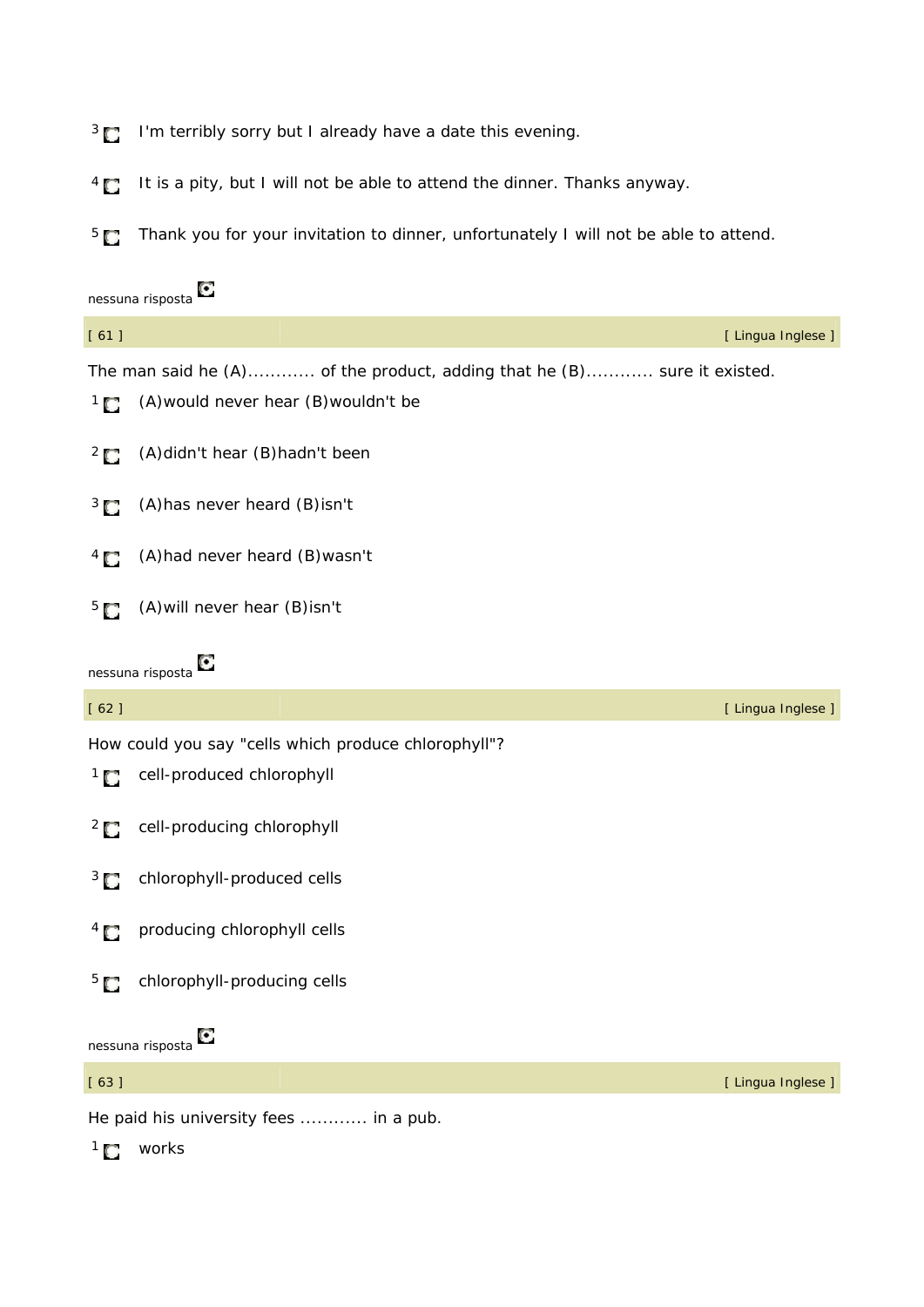3 I'm terribly sorry but I already have a date this evening.

4 It is a pity, but I will not be able to attend the dinner. Thanks anyway.

5 Thank you for your invitation to dinner, unfortunately I will not be able to attend.

nessuna risposta

[ 61 ] [ Lingua Inglese ]

The man said he (A)............ of the product, adding that he (B)............ sure it existed.

1 (A)would never hear (B)wouldn't be

2 (A)didn't hear (B)hadn't been

3 (A)has never heard (B)isn't

4 (A)had never heard (B)wasn't

5 (A)will never hear (B)isn't

nessuna risposta

[ 62 ] [ Lingua Inglese ]

How could you say "cells which produce chlorophyll"?

1 cell-produced chlorophyll

2 cell-producing chlorophyll

3 chlorophyll-produced cells

4 producing chlorophyll cells

5 chlorophyll-producing cells

nessuna risposta

[ 63 ] [ Lingua Inglese ]

He paid his university fees ............ in a pub.

1 works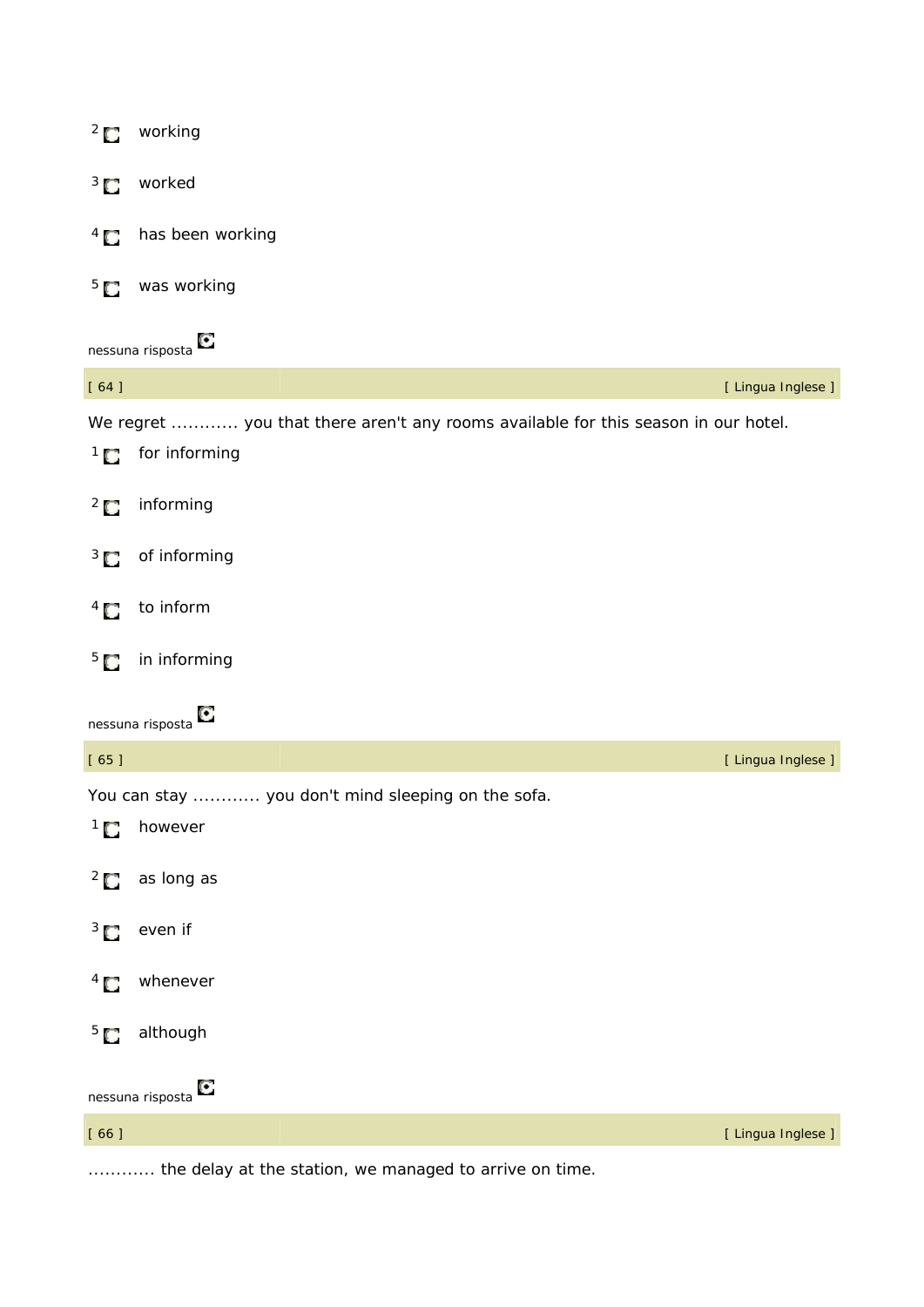2 working

3 worked

4 has been working

5 was working

nessuna risposta

| [ 64 ] | [ Lingua Inglese ] |
|---|---|

We regret ............ you that there aren't any rooms available for this season in our hotel.

1 for informing

2 informing

3 of informing

4 to inform

5 in informing

nessuna risposta

| [ 65 ] | [ Lingua Inglese ] |
|---|---|

You can stay ............ you don't mind sleeping on the sofa.

1 however

2 as long as

3 even if

4 whenever

5 although

nessuna risposta

| [ 66 ] | [ Lingua Inglese ] |
|---|---|

............ the delay at the station, we managed to arrive on time.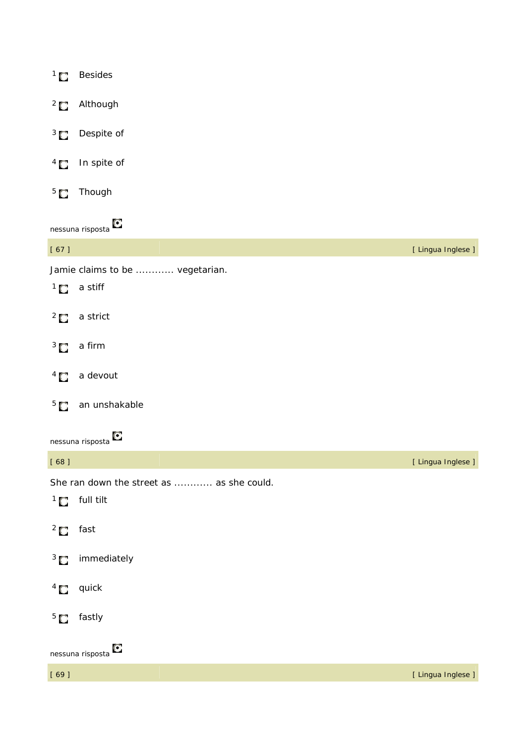1. Besides
2. Although
3. Despite of
4. In spite of
5. Though

nessuna risposta

[ 67 ] [ Lingua Inglese ]

Jamie claims to be ............ vegetarian.

1. a stiff
2. a strict
3. a firm
4. a devout
5. an unshakable

nessuna risposta

[ 68 ] [ Lingua Inglese ]

She ran down the street as ............ as she could.

1. full tilt
2. fast
3. immediately
4. quick
5. fastly

nessuna risposta

[ 69 ] [ Lingua Inglese ]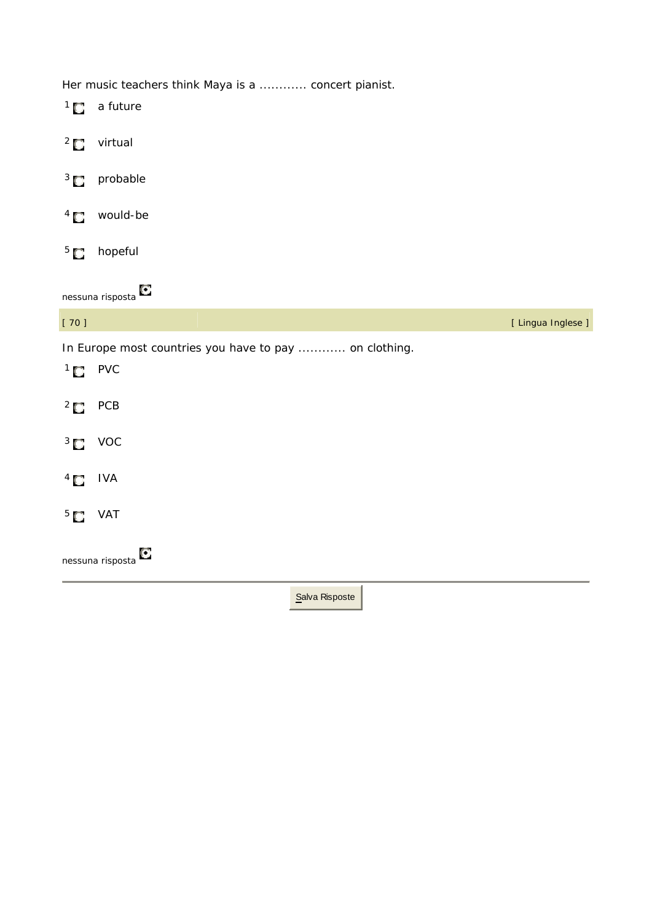Her music teachers think Maya is a ............ concert pianist.

1 a future

2 virtual

3 probable

4 would-be

5 hopeful

nessuna risposta

[ 70 ] [ Lingua Inglese ]

In Europe most countries you have to pay ............ on clothing.

1 PVC

2 PCB

3 VOC

4 IVA

5 VAT

nessuna risposta

Salva Risposte